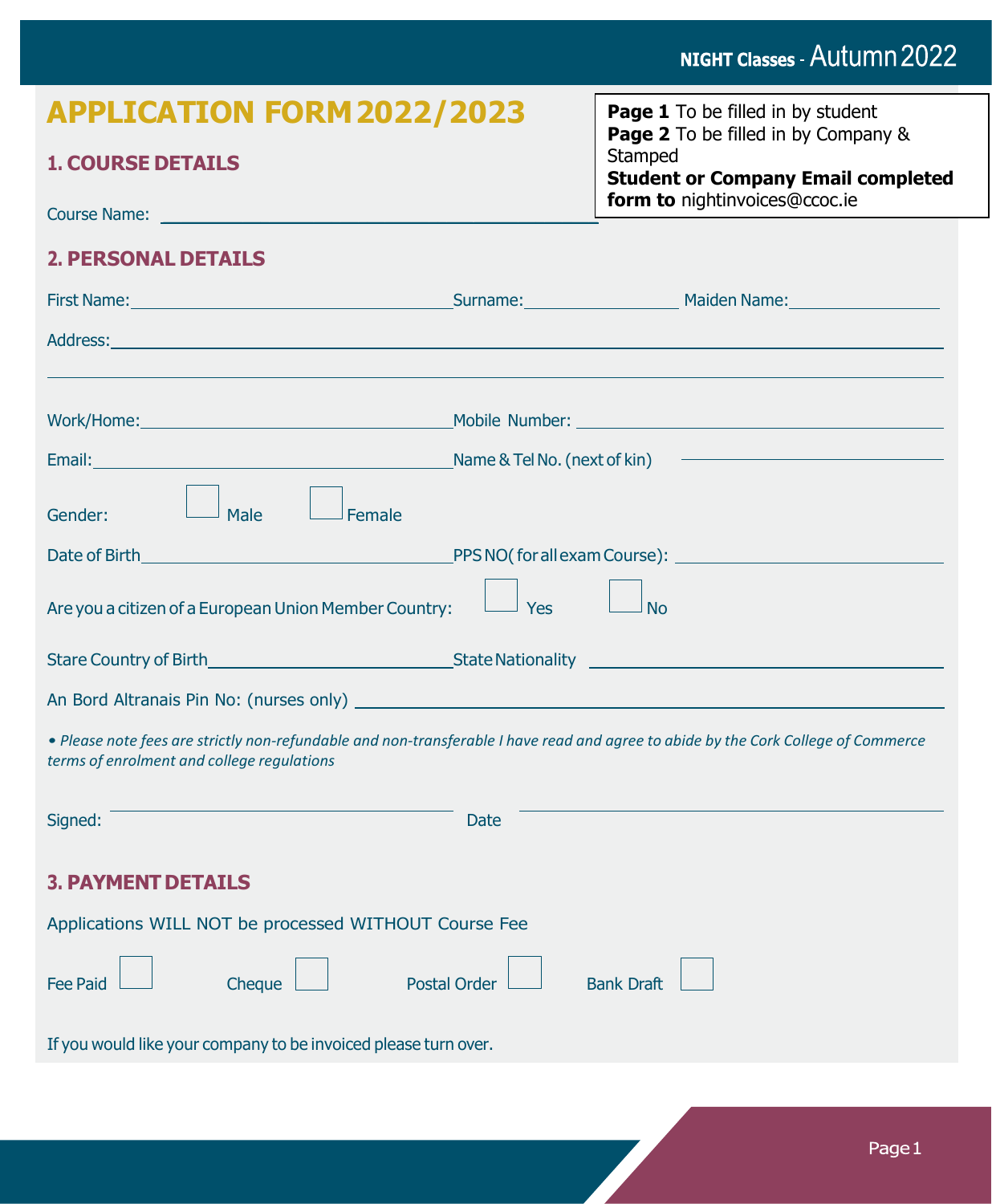NIGHT Classes - Autumn 2022

# APPLICATION FORM 2022/2023

**Page 1** To be filled in by student
**Page 2** To be filled in by Company & Stamped
**Student or Company Email completed form to** nightinvoices@ccoc.ie

## 1. COURSE DETAILS

Course Name: ______________________________

## 2. PERSONAL DETAILS

First Name: ______________________ Surname: ______________ Maiden Name: ______________

Address: ______________________________________________________________

______________________________________________________________

Work/Home: ______________________ Mobile Number: ______________________

Email: ______________________ Name & Tel No. (next of kin) ______________________

Gender: ☐ Male ☐ Female

Date of Birth ______________________ PPS NO( for all exam Course): ______________________

Are you a citizen of a European Union Member Country: ☐ Yes ☐ No

Stare Country of Birth ______________________ State Nationality ______________________

An Bord Altranais Pin No: (nurses only) ______________________

*• Please note fees are strictly non-refundable and non-transferable I have read and agree to abide by the Cork College of Commerce terms of enrolment and college regulations*

Signed: ______________________ Date ______________________

## 3. PAYMENT DETAILS

Applications WILL NOT be processed WITHOUT Course Fee

Fee Paid ☐ Cheque ☐ Postal Order ☐ Bank Draft ☐

If you would like your company to be invoiced please turn over.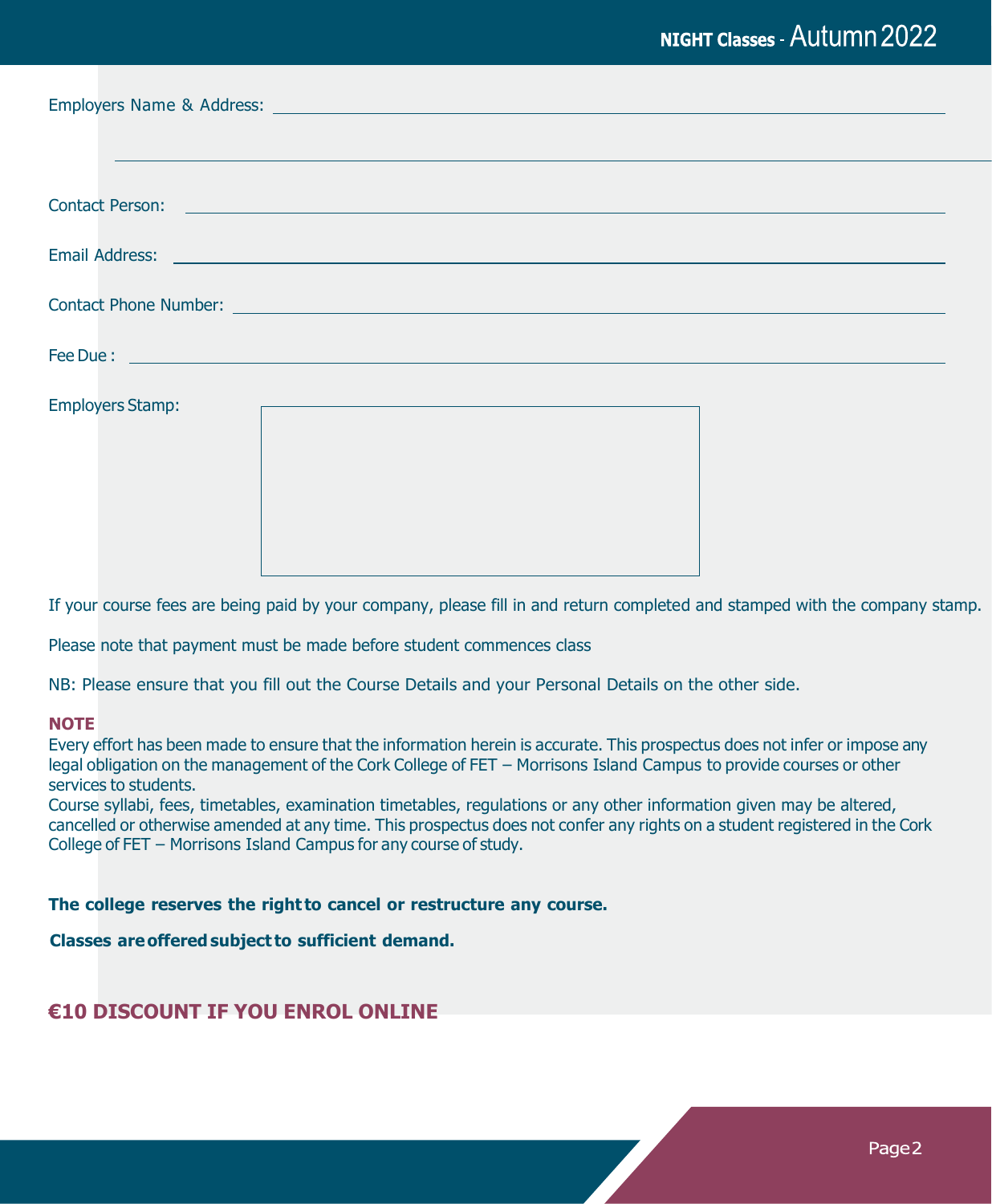Employers Name & Address: ______________________________________________

______________________________________________

Contact Person: ______________________________________________

Email Address: ______________________________________________

Contact Phone Number: ______________________________________________

Fee Due : ______________________________________________

Employers Stamp:

If your course fees are being paid by your company, please fill in and return completed and stamped with the company stamp.

Please note that payment must be made before student commences class

NB: Please ensure that you fill out the Course Details and your Personal Details on the other side.

**NOTE**

Every effort has been made to ensure that the information herein is accurate. This prospectus does not infer or impose any legal obligation on the management of the Cork College of FET – Morrisons Island Campus to provide courses or other services to students.

Course syllabi, fees, timetables, examination timetables, regulations or any other information given may be altered, cancelled or otherwise amended at any time. This prospectus does not confer any rights on a student registered in the Cork College of FET – Morrisons Island Campus for any course of study.

**The college reserves the right to cancel or restructure any course.**

**Classes are offered subject to sufficient demand.**

**€10 DISCOUNT IF YOU ENROL ONLINE**